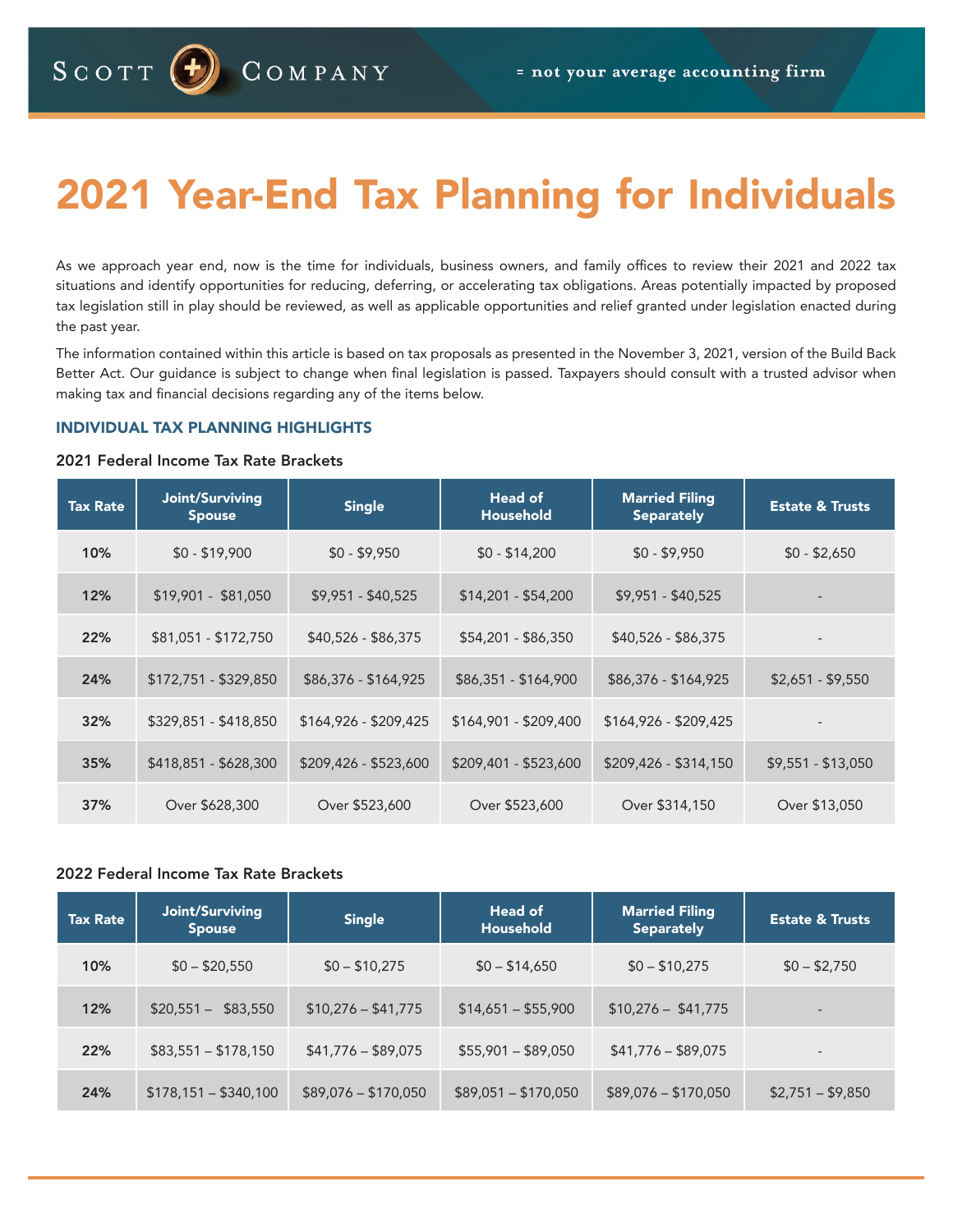# 2021 Year-End Tax Planning for Individuals

As we approach year end, now is the time for individuals, business owners, and family offices to review their 2021 and 2022 tax situations and identify opportunities for reducing, deferring, or accelerating tax obligations. Areas potentially impacted by proposed tax legislation still in play should be reviewed, as well as applicable opportunities and relief granted under legislation enacted during the past year.

The information contained within this article is based on tax proposals as presented in the November 3, 2021, version of the Build Back Better Act. Our guidance is subject to change when final legislation is passed. Taxpayers should consult with a trusted advisor when making tax and financial decisions regarding any of the items below.

## INDIVIDUAL TAX PLANNING HIGHLIGHTS

### 2021 Federal Income Tax Rate Brackets

| Tax Rate | Joint/Surviving Spouse | Single | Head of Household | Married Filing Separately | Estate & Trusts |
|---|---|---|---|---|---|
| 10% | $0 - $19,900 | $0 - $9,950 | $0 - $14,200 | $0 - $9,950 | $0 - $2,650 |
| 12% | $19,901 - $81,050 | $9,951 - $40,525 | $14,201 - $54,200 | $9,951 - $40,525 | - |
| 22% | $81,051 - $172,750 | $40,526 - $86,375 | $54,201 - $86,350 | $40,526 - $86,375 | - |
| 24% | $172,751 - $329,850 | $86,376 - $164,925 | $86,351 - $164,900 | $86,376 - $164,925 | $2,651 - $9,550 |
| 32% | $329,851 - $418,850 | $164,926 - $209,425 | $164,901 - $209,400 | $164,926 - $209,425 | - |
| 35% | $418,851 - $628,300 | $209,426 - $523,600 | $209,401 - $523,600 | $209,426 - $314,150 | $9,551 - $13,050 |
| 37% | Over $628,300 | Over $523,600 | Over $523,600 | Over $314,150 | Over $13,050 |

### 2022 Federal Income Tax Rate Brackets

| Tax Rate | Joint/Surviving Spouse | Single | Head of Household | Married Filing Separately | Estate & Trusts |
|---|---|---|---|---|---|
| 10% | $0 – $20,550 | $0 – $10,275 | $0 – $14,650 | $0 – $10,275 | $0 – $2,750 |
| 12% | $20,551 – $83,550 | $10,276 – $41,775 | $14,651 – $55,900 | $10,276 – $41,775 | - |
| 22% | $83,551 – $178,150 | $41,776 – $89,075 | $55,901 – $89,050 | $41,776 – $89,075 | - |
| 24% | $178,151 – $340,100 | $89,076 – $170,050 | $89,051 – $170,050 | $89,076 – $170,050 | $2,751 – $9,850 |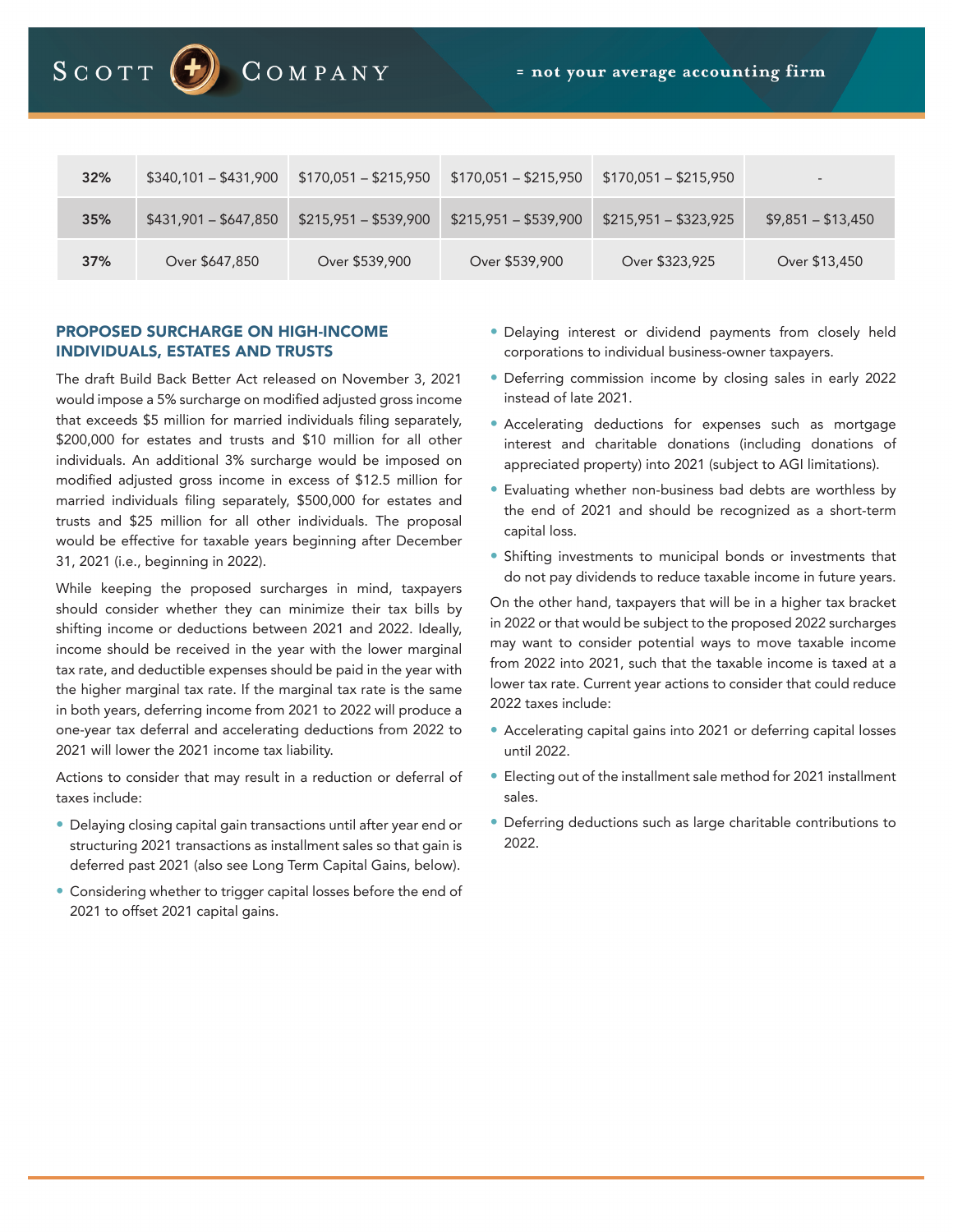| 32% | $340,101 – $431,900 | $170,051 – $215,950 | $170,051 – $215,950 | $170,051 – $215,950 | - |
|---|---|---|---|---|---|
| 35% | $431,901 – $647,850 | $215,951 – $539,900 | $215,951 – $539,900 | $215,951 – $323,925 | $9,851 – $13,450 |
| 37% | Over $647,850 | Over $539,900 | Over $539,900 | Over $323,925 | Over $13,450 |

## PROPOSED SURCHARGE ON HIGH-INCOME INDIVIDUALS, ESTATES AND TRUSTS

The draft Build Back Better Act released on November 3, 2021 would impose a 5% surcharge on modified adjusted gross income that exceeds $5 million for married individuals filing separately, $200,000 for estates and trusts and $10 million for all other individuals. An additional 3% surcharge would be imposed on modified adjusted gross income in excess of $12.5 million for married individuals filing separately, $500,000 for estates and trusts and $25 million for all other individuals. The proposal would be effective for taxable years beginning after December 31, 2021 (i.e., beginning in 2022).

While keeping the proposed surcharges in mind, taxpayers should consider whether they can minimize their tax bills by shifting income or deductions between 2021 and 2022. Ideally, income should be received in the year with the lower marginal tax rate, and deductible expenses should be paid in the year with the higher marginal tax rate. If the marginal tax rate is the same in both years, deferring income from 2021 to 2022 will produce a one-year tax deferral and accelerating deductions from 2022 to 2021 will lower the 2021 income tax liability.

Actions to consider that may result in a reduction or deferral of taxes include:

- Delaying closing capital gain transactions until after year end or structuring 2021 transactions as installment sales so that gain is deferred past 2021 (also see Long Term Capital Gains, below).
- Considering whether to trigger capital losses before the end of 2021 to offset 2021 capital gains.
- Delaying interest or dividend payments from closely held corporations to individual business-owner taxpayers.
- Deferring commission income by closing sales in early 2022 instead of late 2021.
- Accelerating deductions for expenses such as mortgage interest and charitable donations (including donations of appreciated property) into 2021 (subject to AGI limitations).
- Evaluating whether non-business bad debts are worthless by the end of 2021 and should be recognized as a short-term capital loss.
- Shifting investments to municipal bonds or investments that do not pay dividends to reduce taxable income in future years.

On the other hand, taxpayers that will be in a higher tax bracket in 2022 or that would be subject to the proposed 2022 surcharges may want to consider potential ways to move taxable income from 2022 into 2021, such that the taxable income is taxed at a lower tax rate. Current year actions to consider that could reduce 2022 taxes include:

- Accelerating capital gains into 2021 or deferring capital losses until 2022.
- Electing out of the installment sale method for 2021 installment sales.
- Deferring deductions such as large charitable contributions to 2022.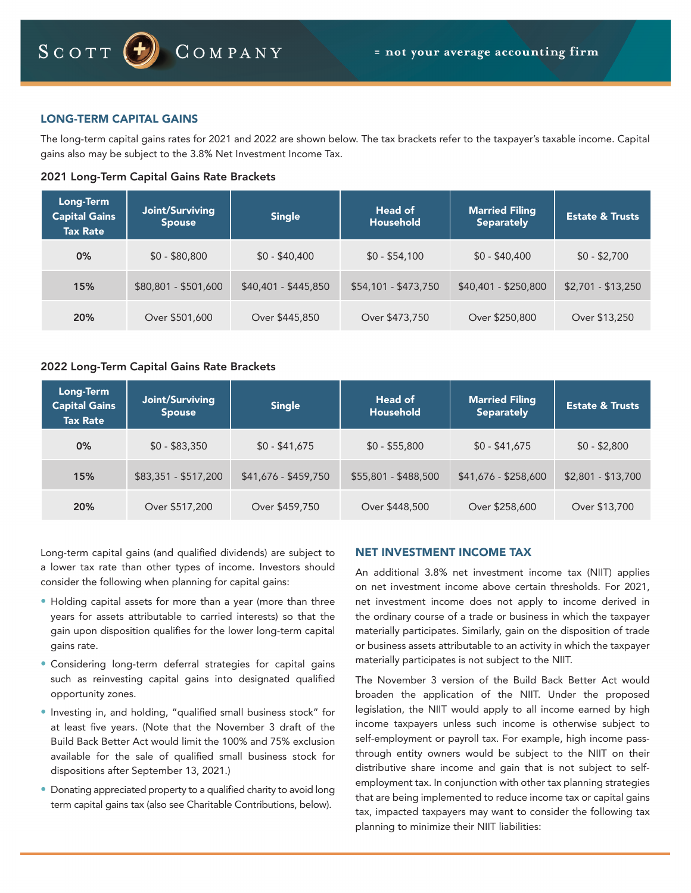## LONG-TERM CAPITAL GAINS

The long-term capital gains rates for 2021 and 2022 are shown below. The tax brackets refer to the taxpayer's taxable income. Capital gains also may be subject to the 3.8% Net Investment Income Tax.

### 2021 Long-Term Capital Gains Rate Brackets

| Long-Term Capital Gains Tax Rate | Joint/Surviving Spouse | Single | Head of Household | Married Filing Separately | Estate & Trusts |
|---|---|---|---|---|---|
| 0% | $0 - $80,800 | $0 - $40,400 | $0 - $54,100 | $0 - $40,400 | $0 - $2,700 |
| 15% | $80,801 - $501,600 | $40,401 - $445,850 | $54,101 - $473,750 | $40,401 - $250,800 | $2,701 - $13,250 |
| 20% | Over $501,600 | Over $445,850 | Over $473,750 | Over $250,800 | Over $13,250 |

### 2022 Long-Term Capital Gains Rate Brackets

| Long-Term Capital Gains Tax Rate | Joint/Surviving Spouse | Single | Head of Household | Married Filing Separately | Estate & Trusts |
|---|---|---|---|---|---|
| 0% | $0 - $83,350 | $0 - $41,675 | $0 - $55,800 | $0 - $41,675 | $0 - $2,800 |
| 15% | $83,351 - $517,200 | $41,676 - $459,750 | $55,801 - $488,500 | $41,676 - $258,600 | $2,801 - $13,700 |
| 20% | Over $517,200 | Over $459,750 | Over $448,500 | Over $258,600 | Over $13,700 |

Long-term capital gains (and qualified dividends) are subject to a lower tax rate than other types of income. Investors should consider the following when planning for capital gains:

- Holding capital assets for more than a year (more than three years for assets attributable to carried interests) so that the gain upon disposition qualifies for the lower long-term capital gains rate.
- Considering long-term deferral strategies for capital gains such as reinvesting capital gains into designated qualified opportunity zones.
- Investing in, and holding, "qualified small business stock" for at least five years. (Note that the November 3 draft of the Build Back Better Act would limit the 100% and 75% exclusion available for the sale of qualified small business stock for dispositions after September 13, 2021.)
- Donating appreciated property to a qualified charity to avoid long term capital gains tax (also see Charitable Contributions, below).

## NET INVESTMENT INCOME TAX

An additional 3.8% net investment income tax (NIIT) applies on net investment income above certain thresholds. For 2021, net investment income does not apply to income derived in the ordinary course of a trade or business in which the taxpayer materially participates. Similarly, gain on the disposition of trade or business assets attributable to an activity in which the taxpayer materially participates is not subject to the NIIT.

The November 3 version of the Build Back Better Act would broaden the application of the NIIT. Under the proposed legislation, the NIIT would apply to all income earned by high income taxpayers unless such income is otherwise subject to self-employment or payroll tax. For example, high income pass-through entity owners would be subject to the NIIT on their distributive share income and gain that is not subject to self-employment tax. In conjunction with other tax planning strategies that are being implemented to reduce income tax or capital gains tax, impacted taxpayers may want to consider the following tax planning to minimize their NIIT liabilities: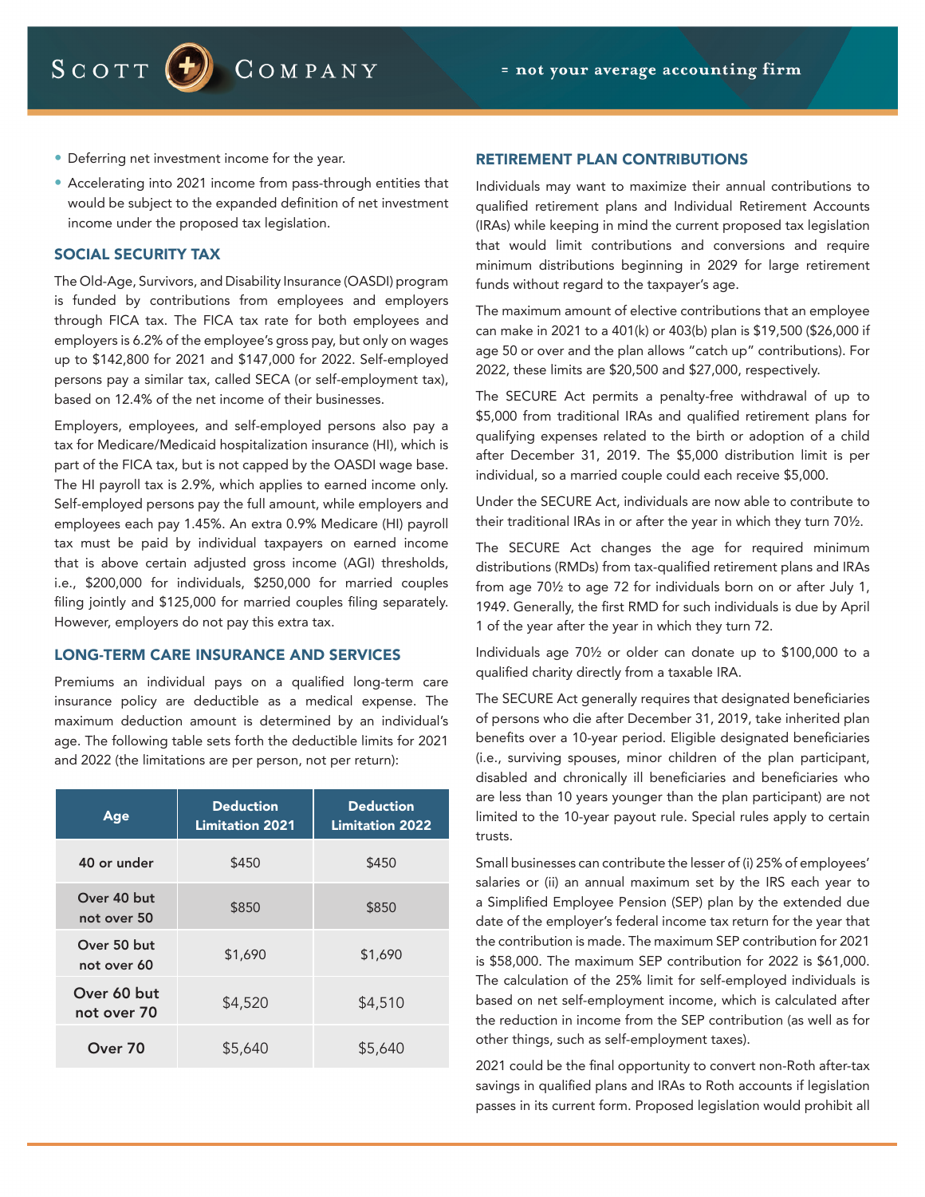- Deferring net investment income for the year.
- Accelerating into 2021 income from pass-through entities that would be subject to the expanded definition of net investment income under the proposed tax legislation.

## SOCIAL SECURITY TAX

The Old-Age, Survivors, and Disability Insurance (OASDI) program is funded by contributions from employees and employers through FICA tax. The FICA tax rate for both employees and employers is 6.2% of the employee's gross pay, but only on wages up to $142,800 for 2021 and $147,000 for 2022. Self-employed persons pay a similar tax, called SECA (or self-employment tax), based on 12.4% of the net income of their businesses.

Employers, employees, and self-employed persons also pay a tax for Medicare/Medicaid hospitalization insurance (HI), which is part of the FICA tax, but is not capped by the OASDI wage base. The HI payroll tax is 2.9%, which applies to earned income only. Self-employed persons pay the full amount, while employers and employees each pay 1.45%. An extra 0.9% Medicare (HI) payroll tax must be paid by individual taxpayers on earned income that is above certain adjusted gross income (AGI) thresholds, i.e., $200,000 for individuals, $250,000 for married couples filing jointly and $125,000 for married couples filing separately. However, employers do not pay this extra tax.

## LONG-TERM CARE INSURANCE AND SERVICES

Premiums an individual pays on a qualified long-term care insurance policy are deductible as a medical expense. The maximum deduction amount is determined by an individual's age. The following table sets forth the deductible limits for 2021 and 2022 (the limitations are per person, not per return):

| Age | Deduction Limitation 2021 | Deduction Limitation 2022 |
|---|---|---|
| 40 or under | $450 | $450 |
| Over 40 but not over 50 | $850 | $850 |
| Over 50 but not over 60 | $1,690 | $1,690 |
| Over 60 but not over 70 | $4,520 | $4,510 |
| Over 70 | $5,640 | $5,640 |

## RETIREMENT PLAN CONTRIBUTIONS

Individuals may want to maximize their annual contributions to qualified retirement plans and Individual Retirement Accounts (IRAs) while keeping in mind the current proposed tax legislation that would limit contributions and conversions and require minimum distributions beginning in 2029 for large retirement funds without regard to the taxpayer's age.

The maximum amount of elective contributions that an employee can make in 2021 to a 401(k) or 403(b) plan is $19,500 ($26,000 if age 50 or over and the plan allows "catch up" contributions). For 2022, these limits are $20,500 and $27,000, respectively.

The SECURE Act permits a penalty-free withdrawal of up to $5,000 from traditional IRAs and qualified retirement plans for qualifying expenses related to the birth or adoption of a child after December 31, 2019. The $5,000 distribution limit is per individual, so a married couple could each receive $5,000.

Under the SECURE Act, individuals are now able to contribute to their traditional IRAs in or after the year in which they turn 70½.

The SECURE Act changes the age for required minimum distributions (RMDs) from tax-qualified retirement plans and IRAs from age 70½ to age 72 for individuals born on or after July 1, 1949. Generally, the first RMD for such individuals is due by April 1 of the year after the year in which they turn 72.

Individuals age 70½ or older can donate up to $100,000 to a qualified charity directly from a taxable IRA.

The SECURE Act generally requires that designated beneficiaries of persons who die after December 31, 2019, take inherited plan benefits over a 10-year period. Eligible designated beneficiaries (i.e., surviving spouses, minor children of the plan participant, disabled and chronically ill beneficiaries and beneficiaries who are less than 10 years younger than the plan participant) are not limited to the 10-year payout rule. Special rules apply to certain trusts.

Small businesses can contribute the lesser of (i) 25% of employees' salaries or (ii) an annual maximum set by the IRS each year to a Simplified Employee Pension (SEP) plan by the extended due date of the employer's federal income tax return for the year that the contribution is made. The maximum SEP contribution for 2021 is $58,000. The maximum SEP contribution for 2022 is $61,000. The calculation of the 25% limit for self-employed individuals is based on net self-employment income, which is calculated after the reduction in income from the SEP contribution (as well as for other things, such as self-employment taxes).

2021 could be the final opportunity to convert non-Roth after-tax savings in qualified plans and IRAs to Roth accounts if legislation passes in its current form. Proposed legislation would prohibit all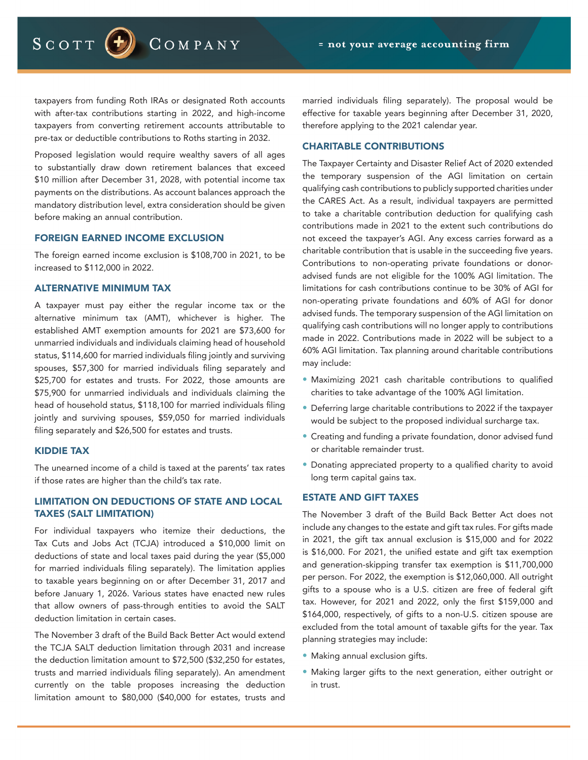taxpayers from funding Roth IRAs or designated Roth accounts with after-tax contributions starting in 2022, and high-income taxpayers from converting retirement accounts attributable to pre-tax or deductible contributions to Roths starting in 2032.

Proposed legislation would require wealthy savers of all ages to substantially draw down retirement balances that exceed $10 million after December 31, 2028, with potential income tax payments on the distributions. As account balances approach the mandatory distribution level, extra consideration should be given before making an annual contribution.

### FOREIGN EARNED INCOME EXCLUSION

The foreign earned income exclusion is $108,700 in 2021, to be increased to $112,000 in 2022.

### ALTERNATIVE MINIMUM TAX

A taxpayer must pay either the regular income tax or the alternative minimum tax (AMT), whichever is higher. The established AMT exemption amounts for 2021 are $73,600 for unmarried individuals and individuals claiming head of household status, $114,600 for married individuals filing jointly and surviving spouses, $57,300 for married individuals filing separately and $25,700 for estates and trusts. For 2022, those amounts are $75,900 for unmarried individuals and individuals claiming the head of household status, $118,100 for married individuals filing jointly and surviving spouses, $59,050 for married individuals filing separately and $26,500 for estates and trusts.

### KIDDIE TAX

The unearned income of a child is taxed at the parents' tax rates if those rates are higher than the child's tax rate.

### LIMITATION ON DEDUCTIONS OF STATE AND LOCAL TAXES (SALT LIMITATION)

For individual taxpayers who itemize their deductions, the Tax Cuts and Jobs Act (TCJA) introduced a $10,000 limit on deductions of state and local taxes paid during the year ($5,000 for married individuals filing separately). The limitation applies to taxable years beginning on or after December 31, 2017 and before January 1, 2026. Various states have enacted new rules that allow owners of pass-through entities to avoid the SALT deduction limitation in certain cases.

The November 3 draft of the Build Back Better Act would extend the TCJA SALT deduction limitation through 2031 and increase the deduction limitation amount to $72,500 ($32,250 for estates, trusts and married individuals filing separately). An amendment currently on the table proposes increasing the deduction limitation amount to $80,000 ($40,000 for estates, trusts and married individuals filing separately). The proposal would be effective for taxable years beginning after December 31, 2020, therefore applying to the 2021 calendar year.

### CHARITABLE CONTRIBUTIONS

The Taxpayer Certainty and Disaster Relief Act of 2020 extended the temporary suspension of the AGI limitation on certain qualifying cash contributions to publicly supported charities under the CARES Act. As a result, individual taxpayers are permitted to take a charitable contribution deduction for qualifying cash contributions made in 2021 to the extent such contributions do not exceed the taxpayer's AGI. Any excess carries forward as a charitable contribution that is usable in the succeeding five years. Contributions to non-operating private foundations or donor-advised funds are not eligible for the 100% AGI limitation. The limitations for cash contributions continue to be 30% of AGI for non-operating private foundations and 60% of AGI for donor advised funds. The temporary suspension of the AGI limitation on qualifying cash contributions will no longer apply to contributions made in 2022. Contributions made in 2022 will be subject to a 60% AGI limitation. Tax planning around charitable contributions may include:

- Maximizing 2021 cash charitable contributions to qualified charities to take advantage of the 100% AGI limitation.
- Deferring large charitable contributions to 2022 if the taxpayer would be subject to the proposed individual surcharge tax.
- Creating and funding a private foundation, donor advised fund or charitable remainder trust.
- Donating appreciated property to a qualified charity to avoid long term capital gains tax.

### ESTATE AND GIFT TAXES

The November 3 draft of the Build Back Better Act does not include any changes to the estate and gift tax rules. For gifts made in 2021, the gift tax annual exclusion is $15,000 and for 2022 is $16,000. For 2021, the unified estate and gift tax exemption and generation-skipping transfer tax exemption is $11,700,000 per person. For 2022, the exemption is $12,060,000. All outright gifts to a spouse who is a U.S. citizen are free of federal gift tax. However, for 2021 and 2022, only the first $159,000 and $164,000, respectively, of gifts to a non-U.S. citizen spouse are excluded from the total amount of taxable gifts for the year. Tax planning strategies may include:

- Making annual exclusion gifts.
- Making larger gifts to the next generation, either outright or in trust.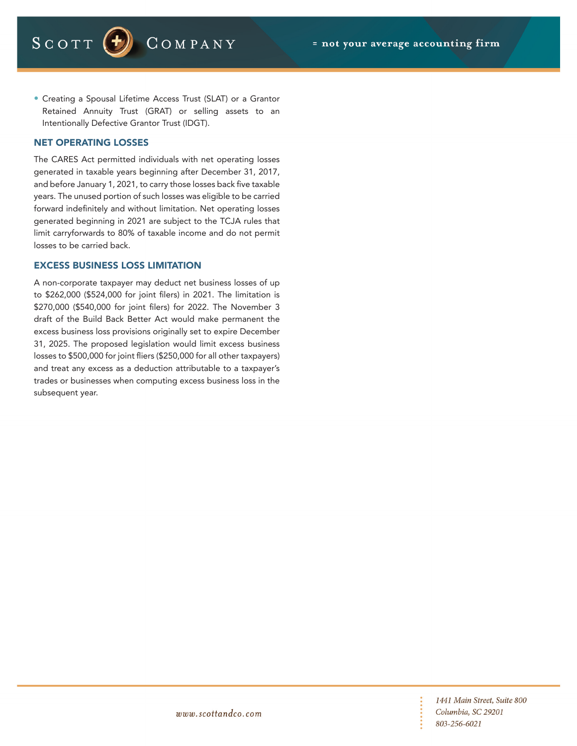- Creating a Spousal Lifetime Access Trust (SLAT) or a Grantor Retained Annuity Trust (GRAT) or selling assets to an Intentionally Defective Grantor Trust (IDGT).

## NET OPERATING LOSSES

The CARES Act permitted individuals with net operating losses generated in taxable years beginning after December 31, 2017, and before January 1, 2021, to carry those losses back five taxable years. The unused portion of such losses was eligible to be carried forward indefinitely and without limitation. Net operating losses generated beginning in 2021 are subject to the TCJA rules that limit carryforwards to 80% of taxable income and do not permit losses to be carried back.

## EXCESS BUSINESS LOSS LIMITATION

A non-corporate taxpayer may deduct net business losses of up to $262,000 ($524,000 for joint filers) in 2021. The limitation is $270,000 ($540,000 for joint filers) for 2022. The November 3 draft of the Build Back Better Act would make permanent the excess business loss provisions originally set to expire December 31, 2025. The proposed legislation would limit excess business losses to $500,000 for joint fliers ($250,000 for all other taxpayers) and treat any excess as a deduction attributable to a taxpayer's trades or businesses when computing excess business loss in the subsequent year.